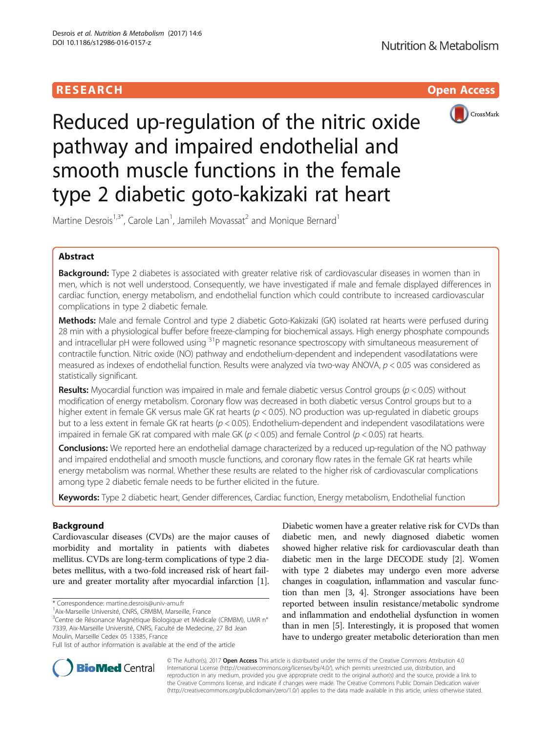RESEARCH

Open Access

# Reduced up-regulation of the nitric oxide pathway and impaired endothelial and smooth muscle functions in the female type 2 diabetic goto-kakizaki rat heart

Martine Desrois[1,3*], Carole Lan[1], Jamileh Movassat[2] and Monique Bernard[1]

## Abstract

**Background:** Type 2 diabetes is associated with greater relative risk of cardiovascular diseases in women than in men, which is not well understood. Consequently, we have investigated if male and female displayed differences in cardiac function, energy metabolism, and endothelial function which could contribute to increased cardiovascular complications in type 2 diabetic female.

**Methods:** Male and female Control and type 2 diabetic Goto-Kakizaki (GK) isolated rat hearts were perfused during 28 min with a physiological buffer before freeze-clamping for biochemical assays. High energy phosphate compounds and intracellular pH were followed using $^{31}P$ magnetic resonance spectroscopy with simultaneous measurement of contractile function. Nitric oxide (NO) pathway and endothelium-dependent and independent vasodilatations were measured as indexes of endothelial function. Results were analyzed via two-way ANOVA, $p < 0.05$ was considered as statistically significant.

**Results:** Myocardial function was impaired in male and female diabetic versus Control groups ($p < 0.05$) without modification of energy metabolism. Coronary flow was decreased in both diabetic versus Control groups but to a higher extent in female GK versus male GK rat hearts ($p < 0.05$). NO production was up-regulated in diabetic groups but to a less extent in female GK rat hearts ($p < 0.05$). Endothelium-dependent and independent vasodilatations were impaired in female GK rat compared with male GK ($p < 0.05$) and female Control ($p < 0.05$) rat hearts.

**Conclusions:** We reported here an endothelial damage characterized by a reduced up-regulation of the NO pathway and impaired endothelial and smooth muscle functions, and coronary flow rates in the female GK rat hearts while energy metabolism was normal. Whether these results are related to the higher risk of cardiovascular complications among type 2 diabetic female needs to be further elicited in the future.

**Keywords:** Type 2 diabetic heart, Gender differences, Cardiac function, Energy metabolism, Endothelial function

## Background

Cardiovascular diseases (CVDs) are the major causes of morbidity and mortality in patients with diabetes mellitus. CVDs are long-term complications of type 2 diabetes mellitus, with a two-fold increased risk of heart failure and greater mortality after myocardial infarction [1]. Diabetic women have a greater relative risk for CVDs than diabetic men, and newly diagnosed diabetic women showed higher relative risk for cardiovascular death than diabetic men in the large DECODE study [2]. Women with type 2 diabetes may undergo even more adverse changes in coagulation, inflammation and vascular function than men [3, 4]. Stronger associations have been reported between insulin resistance/metabolic syndrome and inflammation and endothelial dysfunction in women than in men [5]. Interestingly, it is proposed that women have to undergo greater metabolic deterioration than men

* Correspondence: martine.desrois@univ-amu.fr
[1]Aix-Marseille Université, CNRS, CRMBM, Marseille, France
[3]Centre de Résonance Magnétique Biologique et Médicale (CRMBM), UMR n° 7339, Aix-Marseille Université, CNRS, Faculté de Medecine, 27 Bd Jean Moulin, Marseille Cedex 05 13385, France
Full list of author information is available at the end of the article

© The Author(s). 2017 **Open Access** This article is distributed under the terms of the Creative Commons Attribution 4.0 International License (http://creativecommons.org/licenses/by/4.0/), which permits unrestricted use, distribution, and reproduction in any medium, provided you give appropriate credit to the original author(s) and the source, provide a link to the Creative Commons license, and indicate if changes were made. The Creative Commons Public Domain Dedication waiver (http://creativecommons.org/publicdomain/zero/1.0/) applies to the data made available in this article, unless otherwise stated.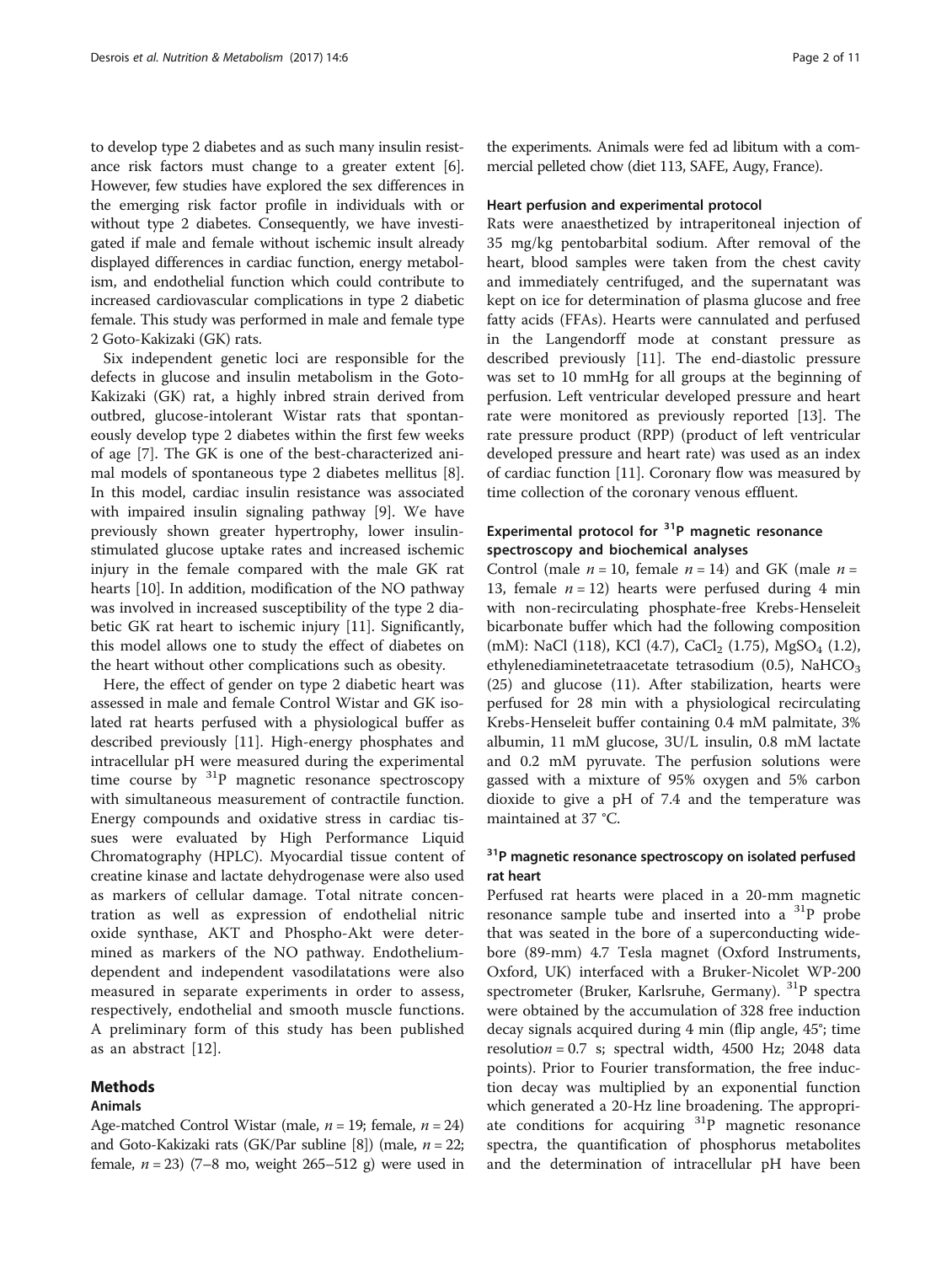to develop type 2 diabetes and as such many insulin resistance risk factors must change to a greater extent [6]. However, few studies have explored the sex differences in the emerging risk factor profile in individuals with or without type 2 diabetes. Consequently, we have investigated if male and female without ischemic insult already displayed differences in cardiac function, energy metabolism, and endothelial function which could contribute to increased cardiovascular complications in type 2 diabetic female. This study was performed in male and female type 2 Goto-Kakizaki (GK) rats.

Six independent genetic loci are responsible for the defects in glucose and insulin metabolism in the Goto-Kakizaki (GK) rat, a highly inbred strain derived from outbred, glucose-intolerant Wistar rats that spontaneously develop type 2 diabetes within the first few weeks of age [7]. The GK is one of the best-characterized animal models of spontaneous type 2 diabetes mellitus [8]. In this model, cardiac insulin resistance was associated with impaired insulin signaling pathway [9]. We have previously shown greater hypertrophy, lower insulin-stimulated glucose uptake rates and increased ischemic injury in the female compared with the male GK rat hearts [10]. In addition, modification of the NO pathway was involved in increased susceptibility of the type 2 diabetic GK rat heart to ischemic injury [11]. Significantly, this model allows one to study the effect of diabetes on the heart without other complications such as obesity.

Here, the effect of gender on type 2 diabetic heart was assessed in male and female Control Wistar and GK isolated rat hearts perfused with a physiological buffer as described previously [11]. High-energy phosphates and intracellular pH were measured during the experimental time course by $^{31}P$ magnetic resonance spectroscopy with simultaneous measurement of contractile function. Energy compounds and oxidative stress in cardiac tissues were evaluated by High Performance Liquid Chromatography (HPLC). Myocardial tissue content of creatine kinase and lactate dehydrogenase were also used as markers of cellular damage. Total nitrate concentration as well as expression of endothelial nitric oxide synthase, AKT and Phospho-Akt were determined as markers of the NO pathway. Endothelium-dependent and independent vasodilatations were also measured in separate experiments in order to assess, respectively, endothelial and smooth muscle functions. A preliminary form of this study has been published as an abstract [12].

## Methods

### Animals

Age-matched Control Wistar (male, $n = 19$; female, $n = 24$) and Goto-Kakizaki rats (GK/Par subline [8]) (male, $n = 22$; female, $n = 23$) (7–8 mo, weight 265–512 g) were used in the experiments. Animals were fed ad libitum with a commercial pelleted chow (diet 113, SAFE, Augy, France).

### Heart perfusion and experimental protocol

Rats were anaesthetized by intraperitoneal injection of 35 mg/kg pentobarbital sodium. After removal of the heart, blood samples were taken from the chest cavity and immediately centrifuged, and the supernatant was kept on ice for determination of plasma glucose and free fatty acids (FFAs). Hearts were cannulated and perfused in the Langendorff mode at constant pressure as described previously [11]. The end-diastolic pressure was set to 10 mmHg for all groups at the beginning of perfusion. Left ventricular developed pressure and heart rate were monitored as previously reported [13]. The rate pressure product (RPP) (product of left ventricular developed pressure and heart rate) was used as an index of cardiac function [11]. Coronary flow was measured by time collection of the coronary venous effluent.

### Experimental protocol for $^{31}P$ magnetic resonance spectroscopy and biochemical analyses

Control (male $n = 10$, female $n = 14$) and GK (male $n = 13$, female $n = 12$) hearts were perfused during 4 min with non-recirculating phosphate-free Krebs-Henseleit bicarbonate buffer which had the following composition (mM): NaCl (118), KCl (4.7), $CaCl_2$ (1.75), $MgSO_4$ (1.2), ethylenediaminetetraacetate tetrasodium (0.5), $NaHCO_3$ (25) and glucose (11). After stabilization, hearts were perfused for 28 min with a physiological recirculating Krebs-Henseleit buffer containing 0.4 mM palmitate, 3% albumin, 11 mM glucose, 3U/L insulin, 0.8 mM lactate and 0.2 mM pyruvate. The perfusion solutions were gassed with a mixture of 95% oxygen and 5% carbon dioxide to give a pH of 7.4 and the temperature was maintained at 37 °C.

### $^{31}P$ magnetic resonance spectroscopy on isolated perfused rat heart

Perfused rat hearts were placed in a 20-mm magnetic resonance sample tube and inserted into a $^{31}P$ probe that was seated in the bore of a superconducting wide-bore (89-mm) 4.7 Tesla magnet (Oxford Instruments, Oxford, UK) interfaced with a Bruker-Nicolet WP-200 spectrometer (Bruker, Karlsruhe, Germany). $^{31}P$ spectra were obtained by the accumulation of 328 free induction decay signals acquired during 4 min (flip angle, 45°; time resolution = 0.7 s; spectral width, 4500 Hz; 2048 data points). Prior to Fourier transformation, the free induction decay was multiplied by an exponential function which generated a 20-Hz line broadening. The appropriate conditions for acquiring $^{31}P$ magnetic resonance spectra, the quantification of phosphorus metabolites and the determination of intracellular pH have been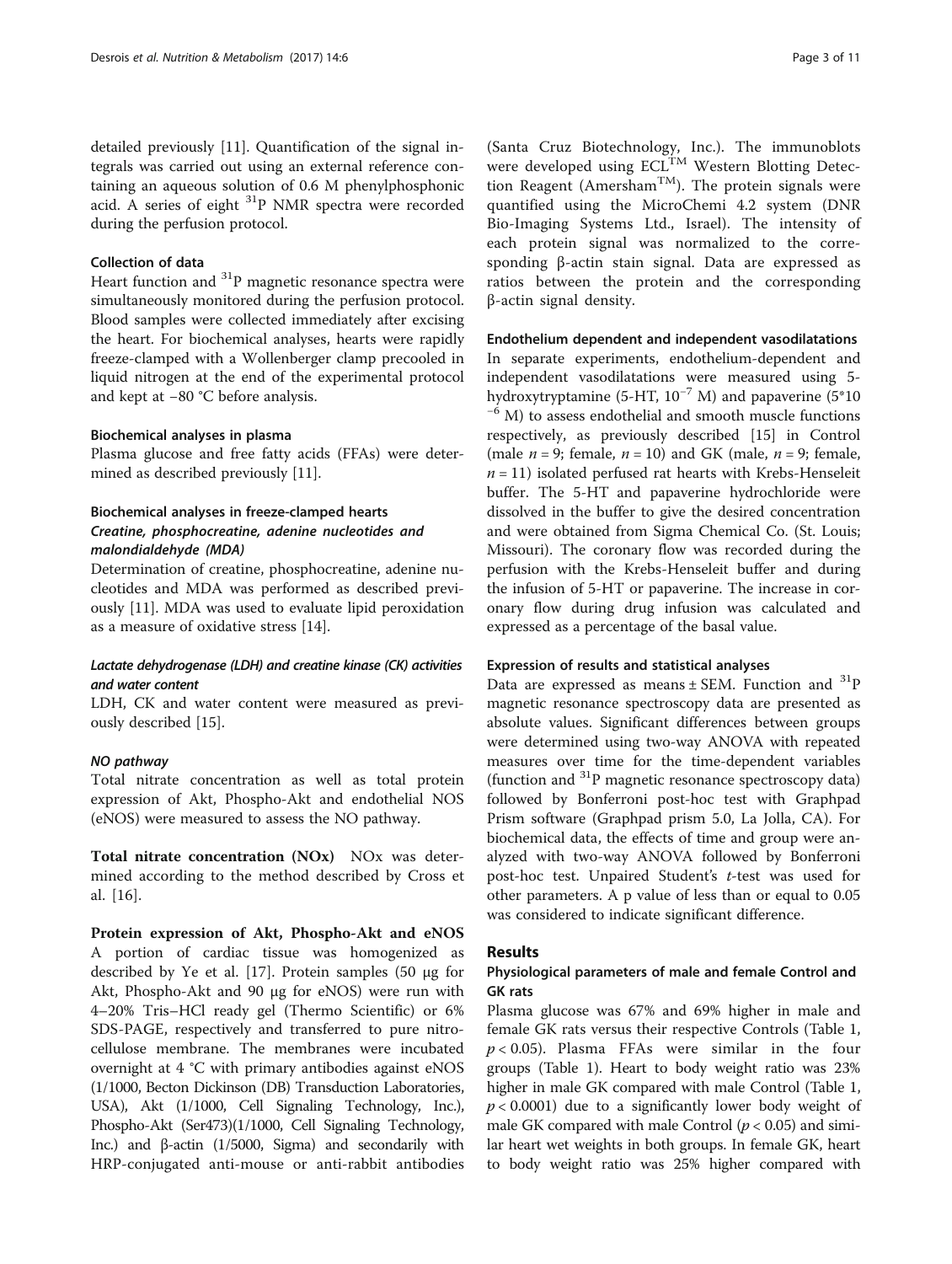detailed previously [11]. Quantification of the signal integrals was carried out using an external reference containing an aqueous solution of 0.6 M phenylphosphonic acid. A series of eight $^{31}$P NMR spectra were recorded during the perfusion protocol.

#### Collection of data

Heart function and $^{31}$P magnetic resonance spectra were simultaneously monitored during the perfusion protocol. Blood samples were collected immediately after excising the heart. For biochemical analyses, hearts were rapidly freeze-clamped with a Wollenberger clamp precooled in liquid nitrogen at the end of the experimental protocol and kept at −80 °C before analysis.

#### Biochemical analyses in plasma

Plasma glucose and free fatty acids (FFAs) were determined as described previously [11].

#### Biochemical analyses in freeze-clamped hearts

##### *Creatine, phosphocreatine, adenine nucleotides and malondialdehyde (MDA)*

Determination of creatine, phosphocreatine, adenine nucleotides and MDA was performed as described previously [11]. MDA was used to evaluate lipid peroxidation as a measure of oxidative stress [14].

##### *Lactate dehydrogenase (LDH) and creatine kinase (CK) activities and water content*

LDH, CK and water content were measured as previously described [15].

##### *NO pathway*

Total nitrate concentration as well as total protein expression of Akt, Phospho-Akt and endothelial NOS (eNOS) were measured to assess the NO pathway.

**Total nitrate concentration (NOx)** NOx was determined according to the method described by Cross et al. [16].

**Protein expression of Akt, Phospho-Akt and eNOS** A portion of cardiac tissue was homogenized as described by Ye et al. [17]. Protein samples (50 μg for Akt, Phospho-Akt and 90 μg for eNOS) were run with 4–20% Tris–HCl ready gel (Thermo Scientific) or 6% SDS-PAGE, respectively and transferred to pure nitrocellulose membrane. The membranes were incubated overnight at 4 °C with primary antibodies against eNOS (1/1000, Becton Dickinson (DB) Transduction Laboratories, USA), Akt (1/1000, Cell Signaling Technology, Inc.), Phospho-Akt (Ser473)(1/1000, Cell Signaling Technology, Inc.) and β-actin (1/5000, Sigma) and secondarily with HRP-conjugated anti-mouse or anti-rabbit antibodies (Santa Cruz Biotechnology, Inc.). The immunoblots were developed using ECL$^{TM}$ Western Blotting Detection Reagent (Amersham$^{TM}$). The protein signals were quantified using the MicroChemi 4.2 system (DNR Bio-Imaging Systems Ltd., Israel). The intensity of each protein signal was normalized to the corresponding β-actin stain signal. Data are expressed as ratios between the protein and the corresponding β-actin signal density.

#### Endothelium dependent and independent vasodilatations

In separate experiments, endothelium-dependent and independent vasodilatations were measured using 5-hydroxytryptamine (5-HT, $10^{-7}$ M) and papaverine ($5*10^{-6}$ M) to assess endothelial and smooth muscle functions respectively, as previously described [15] in Control (male $n = 9$; female, $n = 10$) and GK (male, $n = 9$; female, $n = 11$) isolated perfused rat hearts with Krebs-Henseleit buffer. The 5-HT and papaverine hydrochloride were dissolved in the buffer to give the desired concentration and were obtained from Sigma Chemical Co. (St. Louis; Missouri). The coronary flow was recorded during the perfusion with the Krebs-Henseleit buffer and during the infusion of 5-HT or papaverine. The increase in coronary flow during drug infusion was calculated and expressed as a percentage of the basal value.

#### Expression of results and statistical analyses

Data are expressed as means ± SEM. Function and $^{31}$P magnetic resonance spectroscopy data are presented as absolute values. Significant differences between groups were determined using two-way ANOVA with repeated measures over time for the time-dependent variables (function and $^{31}$P magnetic resonance spectroscopy data) followed by Bonferroni post-hoc test with Graphpad Prism software (Graphpad prism 5.0, La Jolla, CA). For biochemical data, the effects of time and group were analyzed with two-way ANOVA followed by Bonferroni post-hoc test. Unpaired Student's *t*-test was used for other parameters. A p value of less than or equal to 0.05 was considered to indicate significant difference.

## Results

### Physiological parameters of male and female Control and GK rats

Plasma glucose was 67% and 69% higher in male and female GK rats versus their respective Controls (Table 1, $p < 0.05$). Plasma FFAs were similar in the four groups (Table 1). Heart to body weight ratio was 23% higher in male GK compared with male Control (Table 1, $p < 0.0001$) due to a significantly lower body weight of male GK compared with male Control ($p < 0.05$) and similar heart wet weights in both groups. In female GK, heart to body weight ratio was 25% higher compared with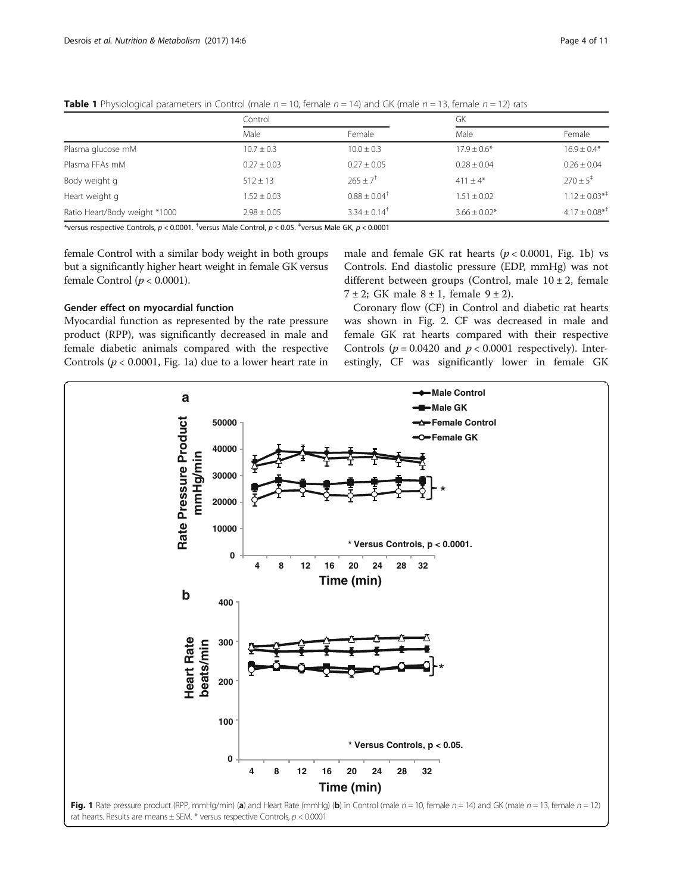**Table 1** Physiological parameters in Control (male $n = 10$, female $n = 14$) and GK (male $n = 13$, female $n = 12$) rats

| | Control | | GK | |
|---|---|---|---|---|
| | Male | Female | Male | Female |
| Plasma glucose mM | 10.7 ± 0.3 | 10.0 ± 0.3 | 17.9 ± 0.6* | 16.9 ± 0.4* |
| Plasma FFAs mM | 0.27 ± 0.03 | 0.27 ± 0.05 | 0.28 ± 0.04 | 0.26 ± 0.04 |
| Body weight g | 512 ± 13 | 265 ± 7[†] | 411 ± 4* | 270 ± 5[‡] |
| Heart weight g | 1.52 ± 0.03 | 0.88 ± 0.04[†] | 1.51 ± 0.02 | 1.12 ± 0.03*[‡] |
| Ratio Heart/Body weight *1000 | 2.98 ± 0.05 | 3.34 ± 0.14[†] | 3.66 ± 0.02* | 4.17 ± 0.08*[‡] |

*versus respective Controls, $p < 0.0001$. [†]versus Male Control, $p < 0.05$. [‡]versus Male GK, $p < 0.0001$

female Control with a similar body weight in both groups but a significantly higher heart weight in female GK versus female Control ($p < 0.0001$).

### Gender effect on myocardial function

Myocardial function as represented by the rate pressure product (RPP), was significantly decreased in male and female diabetic animals compared with the respective Controls ($p < 0.0001$, Fig. 1a) due to a lower heart rate in male and female GK rat hearts ($p < 0.0001$, Fig. 1b) vs Controls. End diastolic pressure (EDP, mmHg) was not different between groups (Control, male 10 ± 2, female 7 ± 2; GK male 8 ± 1, female 9 ± 2).

Coronary flow (CF) in Control and diabetic rat hearts was shown in Fig. 2. CF was decreased in male and female GK rat hearts compared with their respective Controls ($p = 0.0420$ and $p < 0.0001$ respectively). Interestingly, CF was significantly lower in female GK

**Fig. 1** Rate pressure product (RPP, mmHg/min) (**a**) and Heart Rate (mmHg) (**b**) in Control (male $n = 10$, female $n = 14$) and GK (male $n = 13$, female $n = 12$) rat hearts. Results are means ± SEM. * versus respective Controls, $p < 0.0001$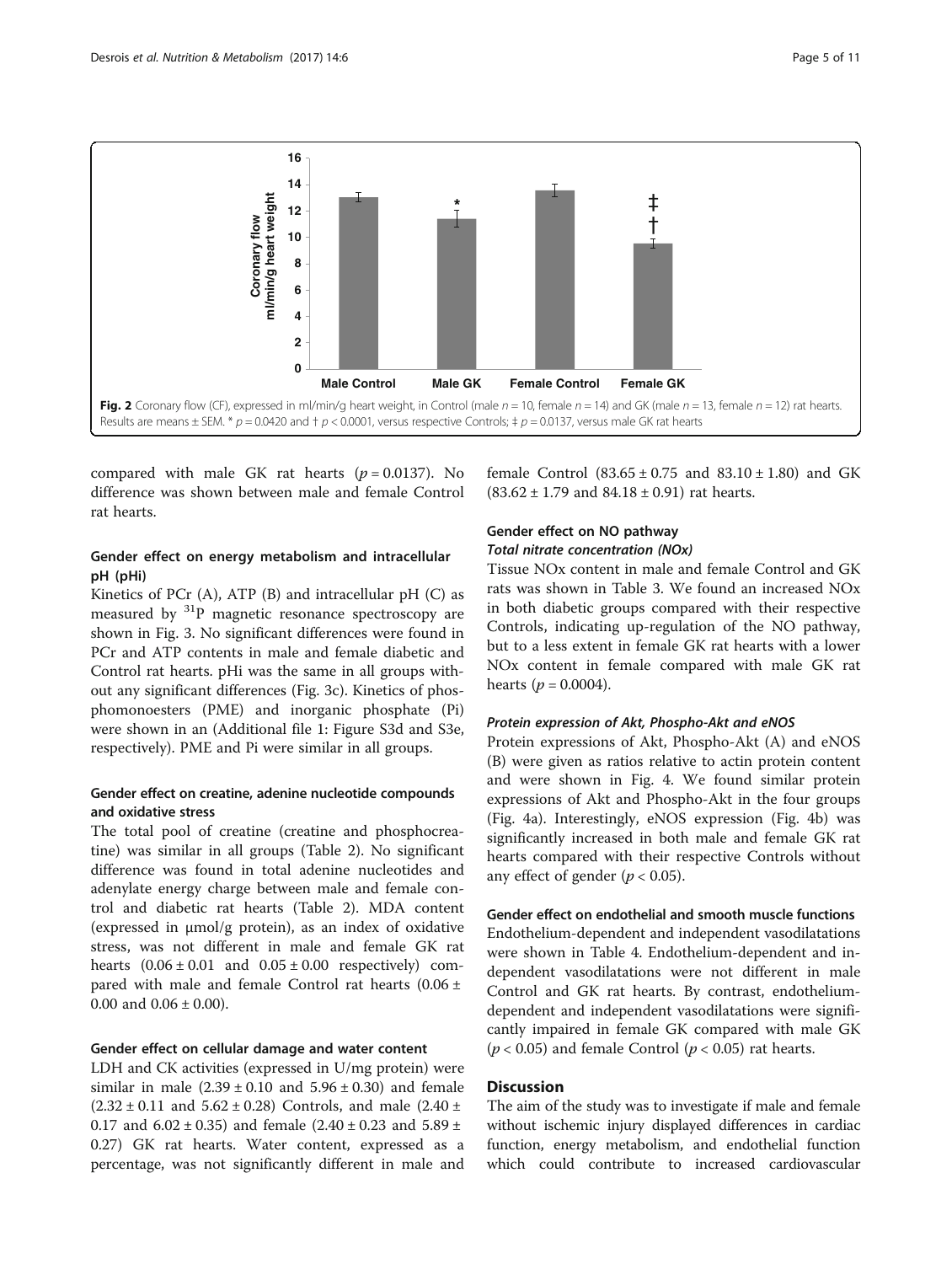Fig. 2 Coronary flow (CF), expressed in ml/min/g heart weight, in Control (male $n = 10$, female $n = 14$) and GK (male $n = 13$, female $n = 12$) rat hearts. Results are means ± SEM. * $p = 0.0420$ and † $p < 0.0001$, versus respective Controls; ‡ $p = 0.0137$, versus male GK rat hearts

compared with male GK rat hearts ($p = 0.0137$). No difference was shown between male and female Control rat hearts.

### Gender effect on energy metabolism and intracellular pH (pHi)

Kinetics of PCr (A), ATP (B) and intracellular pH (C) as measured by $^{31}P$ magnetic resonance spectroscopy are shown in Fig. 3. No significant differences were found in PCr and ATP contents in male and female diabetic and Control rat hearts. pHi was the same in all groups without any significant differences (Fig. 3c). Kinetics of phosphomonoesters (PME) and inorganic phosphate (Pi) were shown in an (Additional file 1: Figure S3d and S3e, respectively). PME and Pi were similar in all groups.

### Gender effect on creatine, adenine nucleotide compounds and oxidative stress

The total pool of creatine (creatine and phosphocreatine) was similar in all groups (Table 2). No significant difference was found in total adenine nucleotides and adenylate energy charge between male and female control and diabetic rat hearts (Table 2). MDA content (expressed in μmol/g protein), as an index of oxidative stress, was not different in male and female GK rat hearts (0.06 ± 0.01 and 0.05 ± 0.00 respectively) compared with male and female Control rat hearts (0.06 ± 0.00 and 0.06 ± 0.00).

### Gender effect on cellular damage and water content

LDH and CK activities (expressed in U/mg protein) were similar in male (2.39 ± 0.10 and 5.96 ± 0.30) and female (2.32 ± 0.11 and 5.62 ± 0.28) Controls, and male (2.40 ± 0.17 and 6.02 ± 0.35) and female (2.40 ± 0.23 and 5.89 ± 0.27) GK rat hearts. Water content, expressed as a percentage, was not significantly different in male and female Control (83.65 ± 0.75 and 83.10 ± 1.80) and GK (83.62 ± 1.79 and 84.18 ± 0.91) rat hearts.

### Gender effect on NO pathway

#### *Total nitrate concentration (NOx)*

Tissue NOx content in male and female Control and GK rats was shown in Table 3. We found an increased NOx in both diabetic groups compared with their respective Controls, indicating up-regulation of the NO pathway, but to a less extent in female GK rat hearts with a lower NOx content in female compared with male GK rat hearts ($p = 0.0004$).

#### *Protein expression of Akt, Phospho-Akt and eNOS*

Protein expressions of Akt, Phospho-Akt (A) and eNOS (B) were given as ratios relative to actin protein content and were shown in Fig. 4. We found similar protein expressions of Akt and Phospho-Akt in the four groups (Fig. 4a). Interestingly, eNOS expression (Fig. 4b) was significantly increased in both male and female GK rat hearts compared with their respective Controls without any effect of gender ($p < 0.05$).

### Gender effect on endothelial and smooth muscle functions

Endothelium-dependent and independent vasodilatations were shown in Table 4. Endothelium-dependent and independent vasodilatations were not different in male Control and GK rat hearts. By contrast, endothelium-dependent and independent vasodilatations were significantly impaired in female GK compared with male GK ($p < 0.05$) and female Control ($p < 0.05$) rat hearts.

## Discussion

The aim of the study was to investigate if male and female without ischemic injury displayed differences in cardiac function, energy metabolism, and endothelial function which could contribute to increased cardiovascular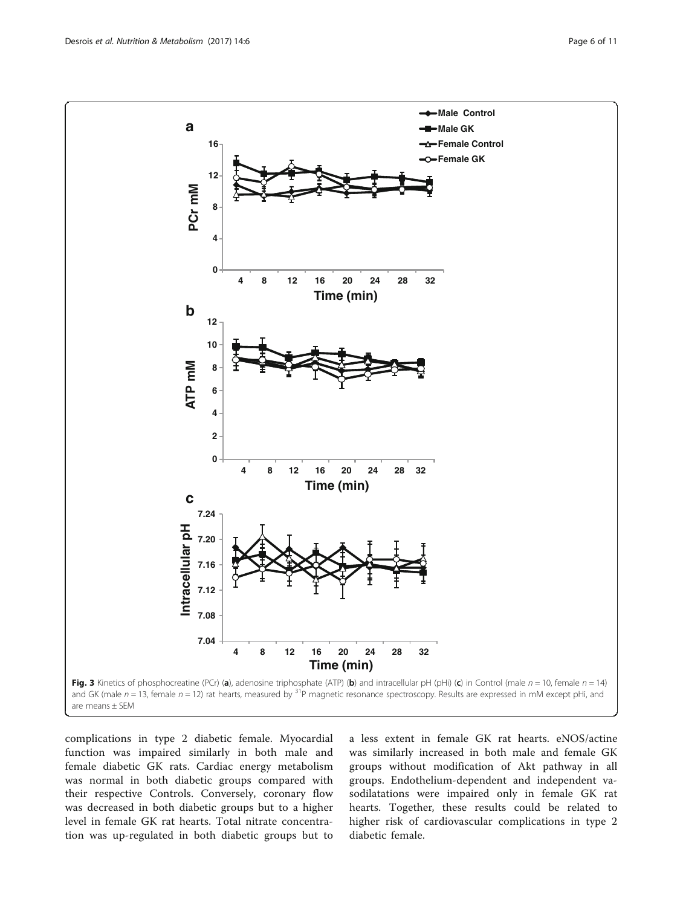Fig. 3 Kinetics of phosphocreatine (PCr) (a), adenosine triphosphate (ATP) (b) and intracellular pH (pHi) (c) in Control (male $n = 10$, female $n = 14$) and GK (male $n = 13$, female $n = 12$) rat hearts, measured by $^{31}P$ magnetic resonance spectroscopy. Results are expressed in mM except pHi, and are means ± SEM

complications in type 2 diabetic female. Myocardial function was impaired similarly in both male and female diabetic GK rats. Cardiac energy metabolism was normal in both diabetic groups compared with their respective Controls. Conversely, coronary flow was decreased in both diabetic groups but to a higher level in female GK rat hearts. Total nitrate concentration was up-regulated in both diabetic groups but to a less extent in female GK rat hearts. eNOS/actine was similarly increased in both male and female GK groups without modification of Akt pathway in all groups. Endothelium-dependent and independent vasodilatations were impaired only in female GK rat hearts. Together, these results could be related to higher risk of cardiovascular complications in type 2 diabetic female.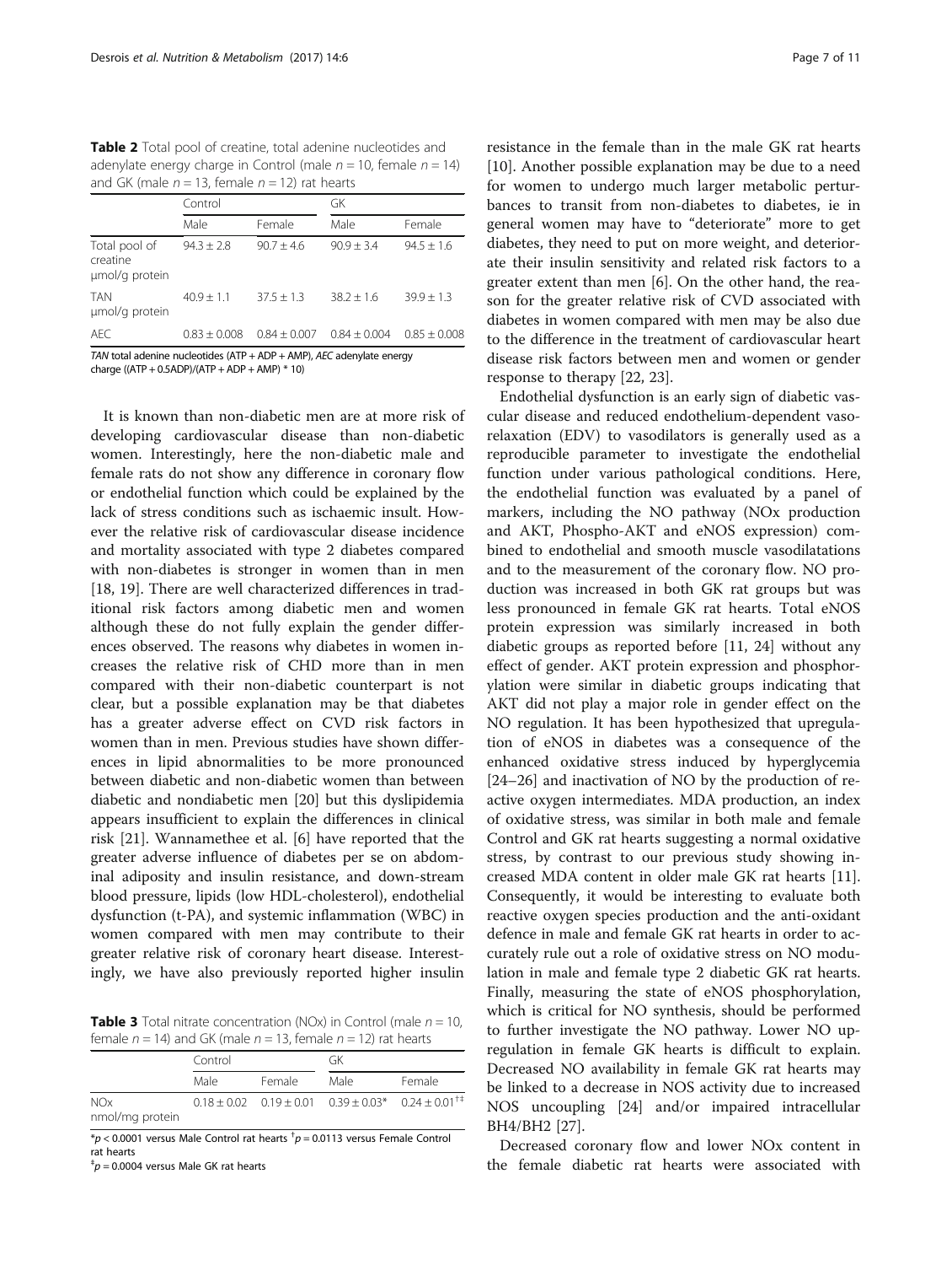**Table 2** Total pool of creatine, total adenine nucleotides and adenylate energy charge in Control (male $n = 10$, female $n = 14$) and GK (male $n = 13$, female $n = 12$) rat hearts

| | Control | | GK | |
|---|---|---|---|---|
| | Male | Female | Male | Female |
| Total pool of creatine µmol/g protein | 94.3 ± 2.8 | 90.7 ± 4.6 | 90.9 ± 3.4 | 94.5 ± 1.6 |
| TAN µmol/g protein | 40.9 ± 1.1 | 37.5 ± 1.3 | 38.2 ± 1.6 | 39.9 ± 1.3 |
| AEC | 0.83 ± 0.008 | 0.84 ± 0.007 | 0.84 ± 0.004 | 0.85 ± 0.008 |

*TAN* total adenine nucleotides (ATP + ADP + AMP), *AEC* adenylate energy charge ((ATP + 0.5ADP)/(ATP + ADP + AMP) * 10)

It is known than non-diabetic men are at more risk of developing cardiovascular disease than non-diabetic women. Interestingly, here the non-diabetic male and female rats do not show any difference in coronary flow or endothelial function which could be explained by the lack of stress conditions such as ischaemic insult. However the relative risk of cardiovascular disease incidence and mortality associated with type 2 diabetes compared with non-diabetes is stronger in women than in men [18, 19]. There are well characterized differences in traditional risk factors among diabetic men and women although these do not fully explain the gender differences observed. The reasons why diabetes in women increases the relative risk of CHD more than in men compared with their non-diabetic counterpart is not clear, but a possible explanation may be that diabetes has a greater adverse effect on CVD risk factors in women than in men. Previous studies have shown differences in lipid abnormalities to be more pronounced between diabetic and non-diabetic women than between diabetic and nondiabetic men [20] but this dyslipidemia appears insufficient to explain the differences in clinical risk [21]. Wannamethee et al. [6] have reported that the greater adverse influence of diabetes per se on abdominal adiposity and insulin resistance, and down-stream blood pressure, lipids (low HDL-cholesterol), endothelial dysfunction (t-PA), and systemic inflammation (WBC) in women compared with men may contribute to their greater relative risk of coronary heart disease. Interestingly, we have also previously reported higher insulin

**Table 3** Total nitrate concentration (NOx) in Control (male $n = 10$, female $n = 14$) and GK (male $n = 13$, female $n = 12$) rat hearts

| | Control | | GK | |
|---|---|---|---|---|
| | Male | Female | Male | Female |
| NOx nmol/mg protein | 0.18 ± 0.02 | 0.19 ± 0.01 | 0.39 ± 0.03* | 0.24 ± 0.01[†‡] |

*$p < 0.0001$ versus Male Control rat hearts [†]$p = 0.0113$ versus Female Control rat hearts
[‡]$p = 0.0004$ versus Male GK rat hearts

resistance in the female than in the male GK rat hearts [10]. Another possible explanation may be due to a need for women to undergo much larger metabolic perturbances to transit from non-diabetes to diabetes, ie in general women may have to "deteriorate" more to get diabetes, they need to put on more weight, and deteriorate their insulin sensitivity and related risk factors to a greater extent than men [6]. On the other hand, the reason for the greater relative risk of CVD associated with diabetes in women compared with men may be also due to the difference in the treatment of cardiovascular heart disease risk factors between men and women or gender response to therapy [22, 23].

Endothelial dysfunction is an early sign of diabetic vascular disease and reduced endothelium-dependent vasorelaxation (EDV) to vasodilators is generally used as a reproducible parameter to investigate the endothelial function under various pathological conditions. Here, the endothelial function was evaluated by a panel of markers, including the NO pathway (NOx production and AKT, Phospho-AKT and eNOS expression) combined to endothelial and smooth muscle vasodilatations and to the measurement of the coronary flow. NO production was increased in both GK rat groups but was less pronounced in female GK rat hearts. Total eNOS protein expression was similarly increased in both diabetic groups as reported before [11, 24] without any effect of gender. AKT protein expression and phosphorylation were similar in diabetic groups indicating that AKT did not play a major role in gender effect on the NO regulation. It has been hypothesized that upregulation of eNOS in diabetes was a consequence of the enhanced oxidative stress induced by hyperglycemia [24–26] and inactivation of NO by the production of reactive oxygen intermediates. MDA production, an index of oxidative stress, was similar in both male and female Control and GK rat hearts suggesting a normal oxidative stress, by contrast to our previous study showing increased MDA content in older male GK rat hearts [11]. Consequently, it would be interesting to evaluate both reactive oxygen species production and the anti-oxidant defence in male and female GK rat hearts in order to accurately rule out a role of oxidative stress on NO modulation in male and female type 2 diabetic GK rat hearts. Finally, measuring the state of eNOS phosphorylation, which is critical for NO synthesis, should be performed to further investigate the NO pathway. Lower NO upregulation in female GK hearts is difficult to explain. Decreased NO availability in female GK rat hearts may be linked to a decrease in NOS activity due to increased NOS uncoupling [24] and/or impaired intracellular BH4/BH2 [27].

Decreased coronary flow and lower NOx content in the female diabetic rat hearts were associated with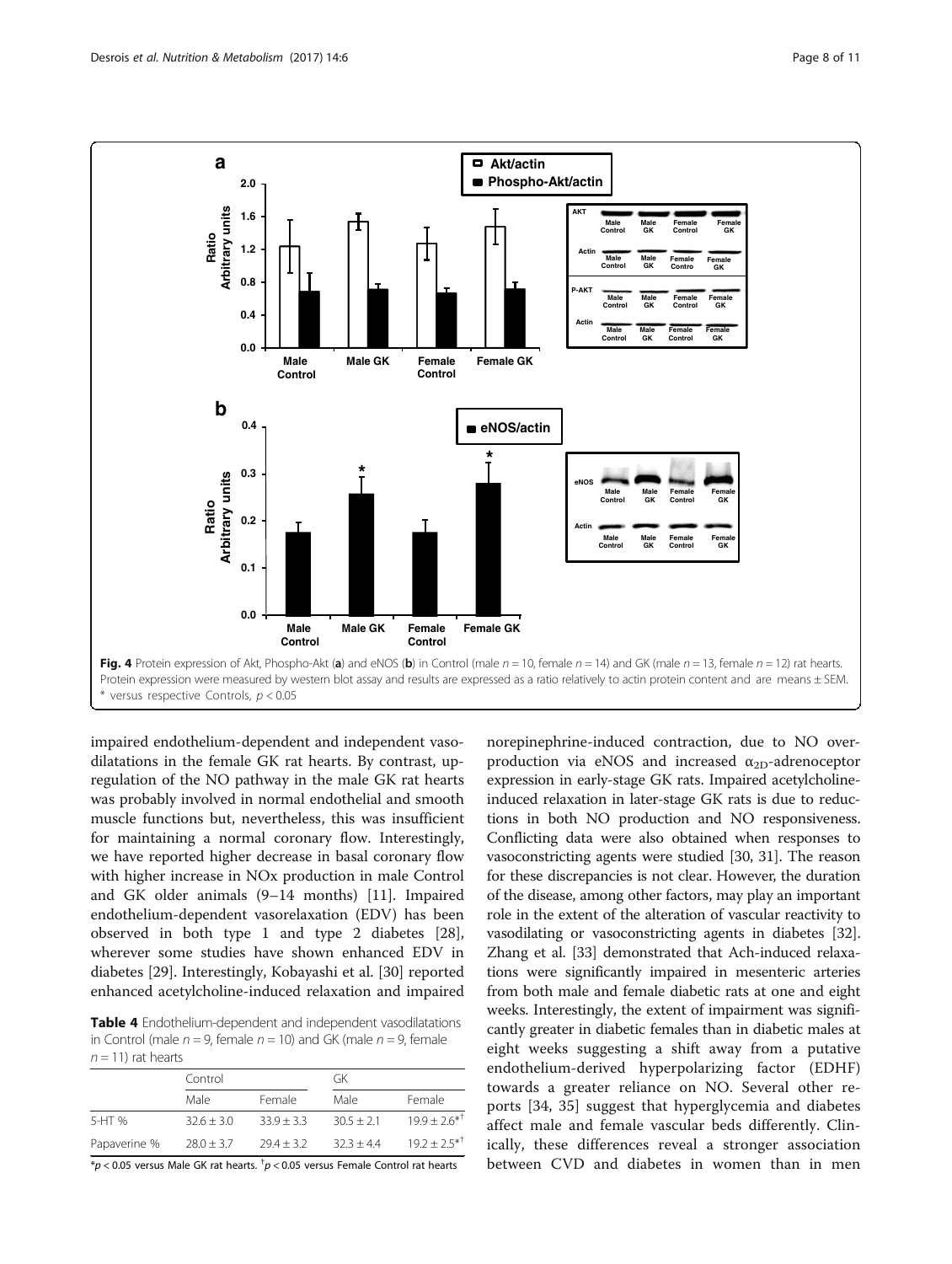Fig. 4 Protein expression of Akt, Phospho-Akt (**a**) and eNOS (**b**) in Control (male $n = 10$, female $n = 14$) and GK (male $n = 13$, female $n = 12$) rat hearts. Protein expression were measured by western blot assay and results are expressed as a ratio relatively to actin protein content and are means ± SEM. * versus respective Controls, $p < 0.05$

impaired endothelium-dependent and independent vasodilatations in the female GK rat hearts. By contrast, upregulation of the NO pathway in the male GK rat hearts was probably involved in normal endothelial and smooth muscle functions but, nevertheless, this was insufficient for maintaining a normal coronary flow. Interestingly, we have reported higher decrease in basal coronary flow with higher increase in NOx production in male Control and GK older animals (9–14 months) [11]. Impaired endothelium-dependent vasorelaxation (EDV) has been observed in both type 1 and type 2 diabetes [28], wherever some studies have shown enhanced EDV in diabetes [29]. Interestingly, Kobayashi et al. [30] reported enhanced acetylcholine-induced relaxation and impaired norepinephrine-induced contraction, due to NO overproduction via eNOS and increased $\alpha_{2D}$-adrenoceptor expression in early-stage GK rats. Impaired acetylcholine-induced relaxation in later-stage GK rats is due to reductions in both NO production and NO responsiveness. Conflicting data were also obtained when responses to vasoconstricting agents were studied [30, 31]. The reason for these discrepancies is not clear. However, the duration of the disease, among other factors, may play an important role in the extent of the alteration of vascular reactivity to vasodilating or vasoconstricting agents in diabetes [32]. Zhang et al. [33] demonstrated that Ach-induced relaxations were significantly impaired in mesenteric arteries from both male and female diabetic rats at one and eight weeks. Interestingly, the extent of impairment was significantly greater in diabetic females than in diabetic males at eight weeks suggesting a shift away from a putative endothelium-derived hyperpolarizing factor (EDHF) towards a greater reliance on NO. Several other reports [34, 35] suggest that hyperglycemia and diabetes affect male and female vascular beds differently. Clinically, these differences reveal a stronger association between CVD and diabetes in women than in men

**Table 4** Endothelium-dependent and independent vasodilatations in Control (male $n = 9$, female $n = 10$) and GK (male $n = 9$, female $n = 11$) rat hearts

| | Control | | GK | |
|---|---|---|---|---|
| | Male | Female | Male | Female |
| 5-HT % | 32.6 ± 3.0 | 33.9 ± 3.3 | 30.5 ± 2.1 | 19.9 ± 2.6*[†] |
| Papaverine % | 28.0 ± 3.7 | 29.4 ± 3.2 | 32.3 ± 4.4 | 19.2 ± 2.5*[†] |

*$p < 0.05$ versus Male GK rat hearts. [†]$p < 0.05$ versus Female Control rat hearts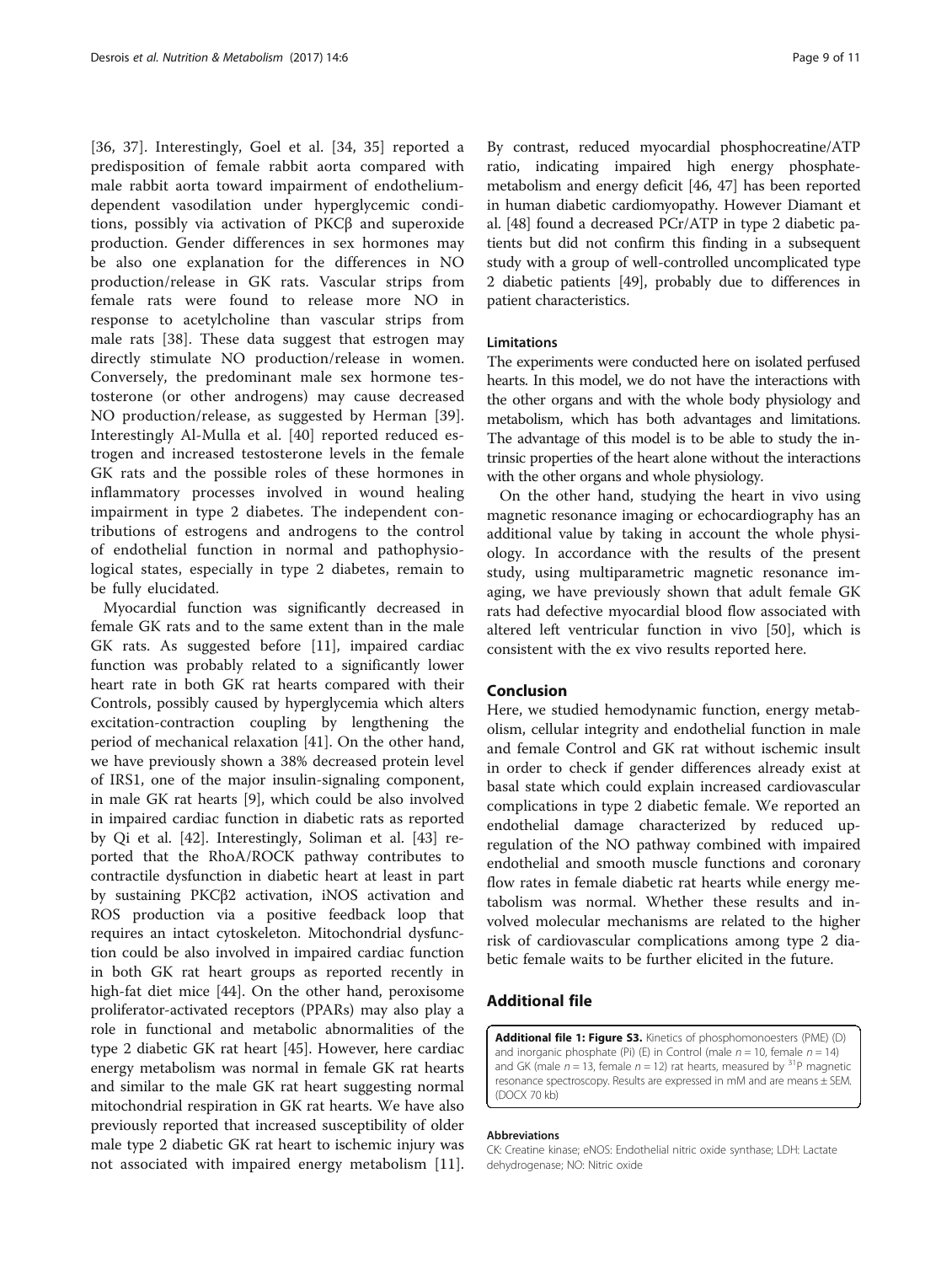[36, 37]. Interestingly, Goel et al. [34, 35] reported a predisposition of female rabbit aorta compared with male rabbit aorta toward impairment of endothelium-dependent vasodilation under hyperglycemic conditions, possibly via activation of PKCβ and superoxide production. Gender differences in sex hormones may be also one explanation for the differences in NO production/release in GK rats. Vascular strips from female rats were found to release more NO in response to acetylcholine than vascular strips from male rats [38]. These data suggest that estrogen may directly stimulate NO production/release in women. Conversely, the predominant male sex hormone testosterone (or other androgens) may cause decreased NO production/release, as suggested by Herman [39]. Interestingly Al-Mulla et al. [40] reported reduced estrogen and increased testosterone levels in the female GK rats and the possible roles of these hormones in inflammatory processes involved in wound healing impairment in type 2 diabetes. The independent contributions of estrogens and androgens to the control of endothelial function in normal and pathophysiological states, especially in type 2 diabetes, remain to be fully elucidated.

Myocardial function was significantly decreased in female GK rats and to the same extent than in the male GK rats. As suggested before [11], impaired cardiac function was probably related to a significantly lower heart rate in both GK rat hearts compared with their Controls, possibly caused by hyperglycemia which alters excitation-contraction coupling by lengthening the period of mechanical relaxation [41]. On the other hand, we have previously shown a 38% decreased protein level of IRS1, one of the major insulin-signaling component, in male GK rat hearts [9], which could be also involved in impaired cardiac function in diabetic rats as reported by Qi et al. [42]. Interestingly, Soliman et al. [43] reported that the RhoA/ROCK pathway contributes to contractile dysfunction in diabetic heart at least in part by sustaining PKCβ2 activation, iNOS activation and ROS production via a positive feedback loop that requires an intact cytoskeleton. Mitochondrial dysfunction could be also involved in impaired cardiac function in both GK rat heart groups as reported recently in high-fat diet mice [44]. On the other hand, peroxisome proliferator-activated receptors (PPARs) may also play a role in functional and metabolic abnormalities of the type 2 diabetic GK rat heart [45]. However, here cardiac energy metabolism was normal in female GK rat hearts and similar to the male GK rat heart suggesting normal mitochondrial respiration in GK rat hearts. We have also previously reported that increased susceptibility of older male type 2 diabetic GK rat heart to ischemic injury was not associated with impaired energy metabolism [11]. By contrast, reduced myocardial phosphocreatine/ATP ratio, indicating impaired high energy phosphate-metabolism and energy deficit [46, 47] has been reported in human diabetic cardiomyopathy. However Diamant et al. [48] found a decreased PCr/ATP in type 2 diabetic patients but did not confirm this finding in a subsequent study with a group of well-controlled uncomplicated type 2 diabetic patients [49], probably due to differences in patient characteristics.

### Limitations

The experiments were conducted here on isolated perfused hearts. In this model, we do not have the interactions with the other organs and with the whole body physiology and metabolism, which has both advantages and limitations. The advantage of this model is to be able to study the intrinsic properties of the heart alone without the interactions with the other organs and whole physiology.

On the other hand, studying the heart in vivo using magnetic resonance imaging or echocardiography has an additional value by taking in account the whole physiology. In accordance with the results of the present study, using multiparametric magnetic resonance imaging, we have previously shown that adult female GK rats had defective myocardial blood flow associated with altered left ventricular function in vivo [50], which is consistent with the ex vivo results reported here.

## Conclusion

Here, we studied hemodynamic function, energy metabolism, cellular integrity and endothelial function in male and female Control and GK rat without ischemic insult in order to check if gender differences already exist at basal state which could explain increased cardiovascular complications in type 2 diabetic female. We reported an endothelial damage characterized by reduced up-regulation of the NO pathway combined with impaired endothelial and smooth muscle functions and coronary flow rates in female diabetic rat hearts while energy metabolism was normal. Whether these results and involved molecular mechanisms are related to the higher risk of cardiovascular complications among type 2 diabetic female waits to be further elicited in the future.

## Additional file

**Additional file 1: Figure S3.** Kinetics of phosphomonoesters (PME) (D) and inorganic phosphate (Pi) (E) in Control (male $n = 10$, female $n = 14$) and GK (male $n = 13$, female $n = 12$) rat hearts, measured by $^{31}P$ magnetic resonance spectroscopy. Results are expressed in mM and are means ± SEM. (DOCX 70 kb)

#### Abbreviations

CK: Creatine kinase; eNOS: Endothelial nitric oxide synthase; LDH: Lactate dehydrogenase; NO: Nitric oxide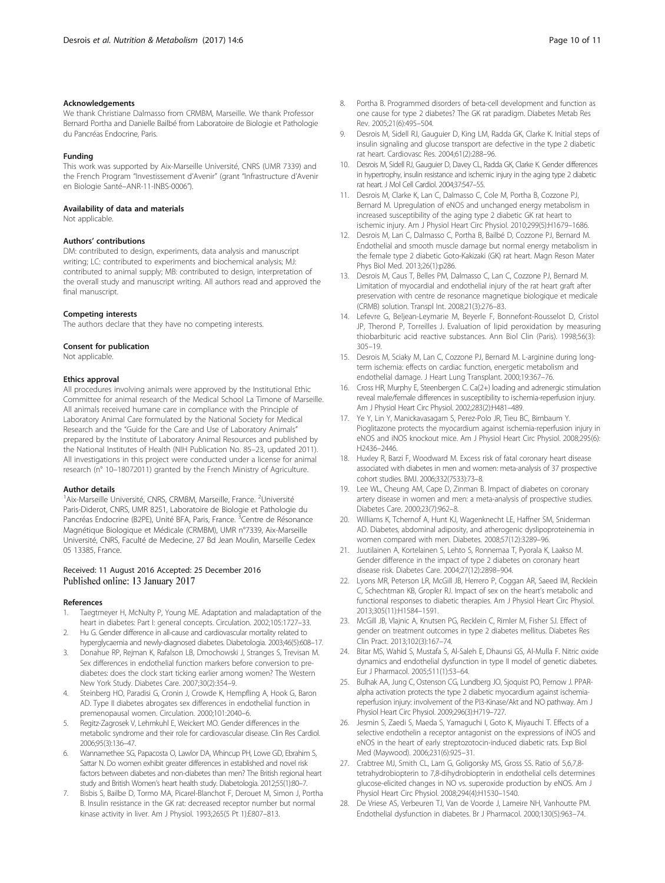### Acknowledgements

We thank Christiane Dalmasso from CRMBM, Marseille. We thank Professor Bernard Portha and Danielle Bailbé from Laboratoire de Biologie et Pathologie du Pancréas Endocrine, Paris.

### Funding

This work was supported by Aix-Marseille Université, CNRS (UMR 7339) and the French Program "Investissement d'Avenir" (grant "Infrastructure d'Avenir en Biologie Santé–ANR-11-INBS-0006").

### Availability of data and materials

Not applicable.

### Authors' contributions

DM: contributed to design, experiments, data analysis and manuscript writing; LC: contributed to experiments and biochemical analysis; MJ: contributed to animal supply; MB: contributed to design, interpretation of the overall study and manuscript writing. All authors read and approved the final manuscript.

### Competing interests

The authors declare that they have no competing interests.

### Consent for publication

Not applicable.

### Ethics approval

All procedures involving animals were approved by the Institutional Ethic Committee for animal research of the Medical School La Timone of Marseille. All animals received humane care in compliance with the Principle of Laboratory Animal Care formulated by the National Society for Medical Research and the "Guide for the Care and Use of Laboratory Animals" prepared by the Institute of Laboratory Animal Resources and published by the National Institutes of Health (NIH Publication No. 85–23, updated 2011). All investigations in this project were conducted under a license for animal research (n° 10–18072011) granted by the French Ministry of Agriculture.

### Author details

[1]Aix-Marseille Université, CNRS, CRMBM, Marseille, France. [2]Université Paris-Diderot, CNRS, UMR 8251, Laboratoire de Biologie et Pathologie du Pancréas Endocrine (B2PE), Unité BFA, Paris, France. [3]Centre de Résonance Magnétique Biologique et Médicale (CRMBM), UMR n°7339, Aix-Marseille Université, CNRS, Faculté de Medecine, 27 Bd Jean Moulin, Marseille Cedex 05 13385, France.

Received: 11 August 2016 Accepted: 25 December 2016
Published online: 13 January 2017

### References

1. Taegtmeyer H, McNulty P, Young ME. Adaptation and maladaptation of the heart in diabetes: Part I: general concepts. Circulation. 2002;105:1727–33.
2. Hu G. Gender difference in all-cause and cardiovascular mortality related to hyperglycaemia and newly-diagnosed diabetes. Diabetologia. 2003;46(5):608–17.
3. Donahue RP, Rejman K, Rafalson LB, Dmochowski J, Stranges S, Trevisan M. Sex differences in endothelial function markers before conversion to pre-diabetes: does the clock start ticking earlier among women? The Western New York Study. Diabetes Care. 2007;30(2):354–9.
4. Steinberg HO, Paradisi G, Cronin J, Crowde K, Hempfling A, Hook G, Baron AD. Type II diabetes abrogates sex differences in endothelial function in premenopausal women. Circulation. 2000;101:2040–6.
5. Regitz-Zagrosek V, Lehmkuhl E, Weickert MO. Gender differences in the metabolic syndrome and their role for cardiovascular disease. Clin Res Cardiol. 2006;95(3):136–47.
6. Wannamethee SG, Papacosta O, Lawlor DA, Whincup PH, Lowe GD, Ebrahim S, Sattar N. Do women exhibit greater differences in established and novel risk factors between diabetes and non-diabetes than men? The British regional heart study and British Women's heart health study. Diabetologia. 2012;55(1):80–7.
7. Bisbis S, Bailbe D, Tormo MA, Picarel-Blanchot F, Derouet M, Simon J, Portha B. Insulin resistance in the GK rat: decreased receptor number but normal kinase activity in liver. Am J Physiol. 1993;265(5 Pt 1):E807–813.
8. Portha B. Programmed disorders of beta-cell development and function as one cause for type 2 diabetes? The GK rat paradigm. Diabetes Metab Res Rev. 2005;21(6):495–504.
9. Desrois M, Sidell RJ, Gauguier D, King LM, Radda GK, Clarke K. Initial steps of insulin signaling and glucose transport are defective in the type 2 diabetic rat heart. Cardiovasc Res. 2004;61(2):288–96.
10. Desrois M, Sidell RJ, Gauguier D, Davey CL, Radda GK, Clarke K. Gender differences in hypertrophy, insulin resistance and ischemic injury in the aging type 2 diabetic rat heart. J Mol Cell Cardiol. 2004;37:547–55.
11. Desrois M, Clarke K, Lan C, Dalmasso C, Cole M, Portha B, Cozzone PJ, Bernard M. Upregulation of eNOS and unchanged energy metabolism in increased susceptibility of the aging type 2 diabetic GK rat heart to ischemic injury. Am J Physiol Heart Circ Physiol. 2010;299(5):H1679–1686.
12. Desrois M, Lan C, Dalmasso C, Portha B, Bailbé D, Cozzone PJ, Bernard M. Endothelial and smooth muscle damage but normal energy metabolism in the female type 2 diabetic Goto-Kakizaki (GK) rat heart. Magn Reson Mater Phys Biol Med. 2013;26(1):p286.
13. Desrois M, Caus T, Belles PM, Dalmasso C, Lan C, Cozzone PJ, Bernard M. Limitation of myocardial and endothelial injury of the rat heart graft after preservation with centre de resonance magnetique biologique et medicale (CRMB) solution. Transpl Int. 2008;21(3):276–83.
14. Lefevre G, Beljean-Leymarie M, Beyerle F, Bonnefont-Rousselot D, Cristol JP, Therond P, Torreilles J. Evaluation of lipid peroxidation by measuring thiobarbituric acid reactive substances. Ann Biol Clin (Paris). 1998;56(3): 305–19.
15. Desrois M, Sciaky M, Lan C, Cozzone PJ, Bernard M. L-arginine during long-term ischemia: effects on cardiac function, energetic metabolism and endothelial damage. J Heart Lung Transplant. 2000;19:367–76.
16. Cross HR, Murphy E, Steenbergen C. Ca(2+) loading and adrenergic stimulation reveal male/female differences in susceptibility to ischemia-reperfusion injury. Am J Physiol Heart Circ Physiol. 2002;283(2):H481–489.
17. Ye Y, Lin Y, Manickavasagam S, Perez-Polo JR, Tieu BC, Birnbaum Y. Pioglitazone protects the myocardium against ischemia-reperfusion injury in eNOS and iNOS knockout mice. Am J Physiol Heart Circ Physiol. 2008;295(6): H2436–2446.
18. Huxley R, Barzi F, Woodward M. Excess risk of fatal coronary heart disease associated with diabetes in men and women: meta-analysis of 37 prospective cohort studies. BMJ. 2006;332(7533):73–8.
19. Lee WL, Cheung AM, Cape D, Zinman B. Impact of diabetes on coronary artery disease in women and men: a meta-analysis of prospective studies. Diabetes Care. 2000;23(7):962–8.
20. Williams K, Tchernof A, Hunt KJ, Wagenknecht LE, Haffner SM, Sniderman AD. Diabetes, abdominal adiposity, and atherogenic dyslipoproteinemia in women compared with men. Diabetes. 2008;57(12):3289–96.
21. Juutilainen A, Kortelainen S, Lehto S, Ronnemaa T, Pyorala K, Laakso M. Gender difference in the impact of type 2 diabetes on coronary heart disease risk. Diabetes Care. 2004;27(12):2898–904.
22. Lyons MR, Peterson LR, McGill JB, Herrero P, Coggan AR, Saeed IM, Recklein C, Schechtman KB, Gropler RJ. Impact of sex on the heart's metabolic and functional responses to diabetic therapies. Am J Physiol Heart Circ Physiol. 2013;305(11):H1584–1591.
23. McGill JB, Vlajnic A, Knutsen PG, Recklein C, Rimler M, Fisher SJ. Effect of gender on treatment outcomes in type 2 diabetes mellitus. Diabetes Res Clin Pract. 2013;102(3):167–74.
24. Bitar MS, Wahid S, Mustafa S, Al-Saleh E, Dhaunsi GS, Al-Mulla F. Nitric oxide dynamics and endothelial dysfunction in type II model of genetic diabetes. Eur J Pharmacol. 2005;511(1):53–64.
25. Bulhak AA, Jung C, Ostenson CG, Lundberg JO, Sjoquist PO, Pernow J. PPAR-alpha activation protects the type 2 diabetic myocardium against ischemia-reperfusion injury: involvement of the PI3-Kinase/Akt and NO pathway. Am J Physiol Heart Circ Physiol. 2009;296(3):H719–727.
26. Jesmin S, Zaedi S, Maeda S, Yamaguchi I, Goto K, Miyauchi T. Effects of a selective endothelin a receptor antagonist on the expressions of iNOS and eNOS in the heart of early streptozotocin-induced diabetic rats. Exp Biol Med (Maywood). 2006;231(6):925–31.
27. Crabtree MJ, Smith CL, Lam G, Goligorsky MS, Gross SS. Ratio of 5,6,7,8-tetrahydrobiopterin to 7,8-dihydrobiopterin in endothelial cells determines glucose-elicited changes in NO vs. superoxide production by eNOS. Am J Physiol Heart Circ Physiol. 2008;294(4):H1530–1540.
28. De Vriese AS, Verbeuren TJ, Van de Voorde J, Lameire NH, Vanhoutte PM. Endothelial dysfunction in diabetes. Br J Pharmacol. 2000;130(5):963–74.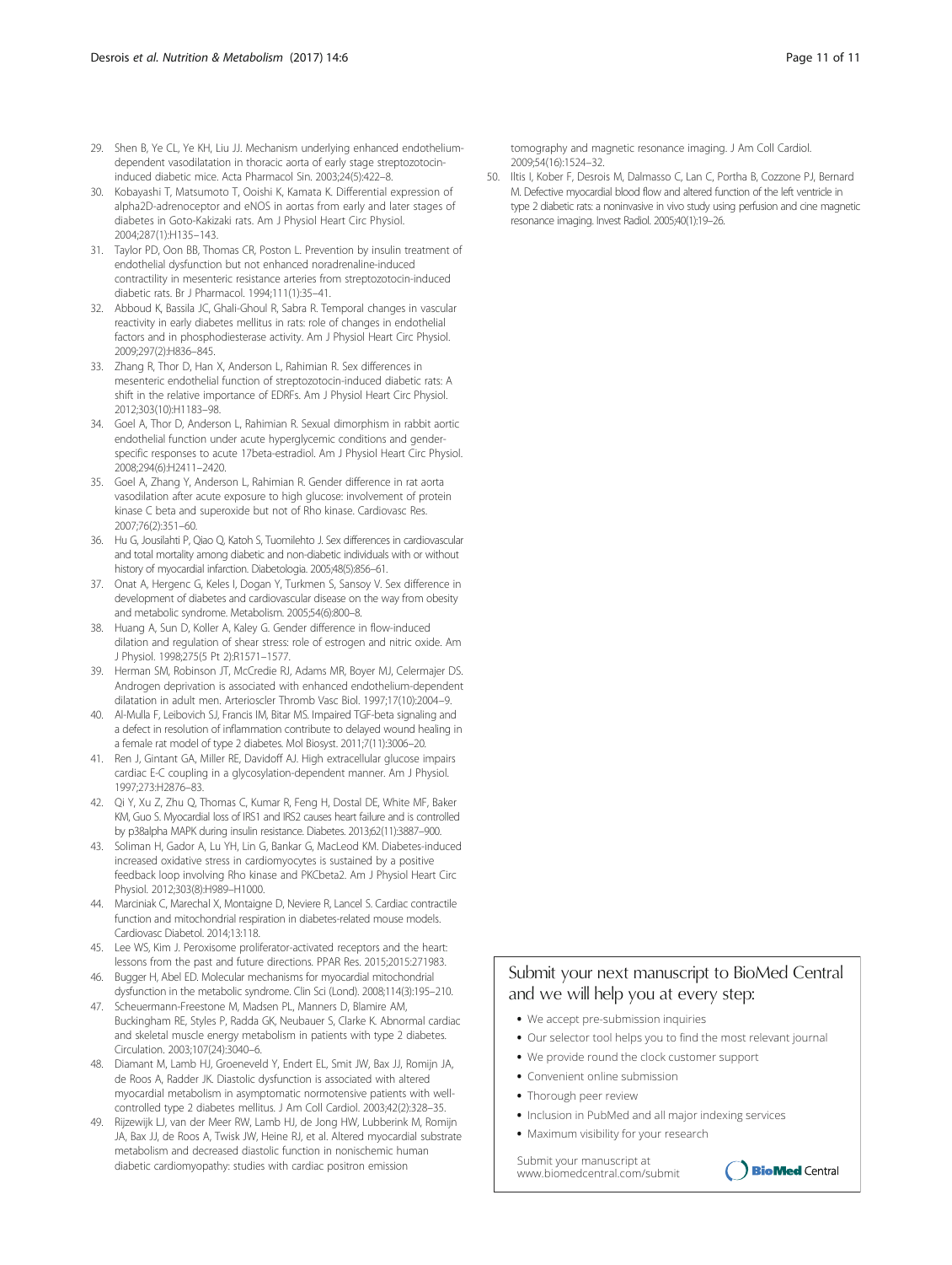29. Shen B, Ye CL, Ye KH, Liu JJ. Mechanism underlying enhanced endothelium-dependent vasodilatation in thoracic aorta of early stage streptozotocin-induced diabetic mice. Acta Pharmacol Sin. 2003;24(5):422–8.
30. Kobayashi T, Matsumoto T, Ooishi K, Kamata K. Differential expression of alpha2D-adrenoceptor and eNOS in aortas from early and later stages of diabetes in Goto-Kakizaki rats. Am J Physiol Heart Circ Physiol. 2004;287(1):H135–143.
31. Taylor PD, Oon BB, Thomas CR, Poston L. Prevention by insulin treatment of endothelial dysfunction but not enhanced noradrenaline-induced contractility in mesenteric resistance arteries from streptozotocin-induced diabetic rats. Br J Pharmacol. 1994;111(1):35–41.
32. Abboud K, Bassila JC, Ghali-Ghoul R, Sabra R. Temporal changes in vascular reactivity in early diabetes mellitus in rats: role of changes in endothelial factors and in phosphodiesterase activity. Am J Physiol Heart Circ Physiol. 2009;297(2):H836–845.
33. Zhang R, Thor D, Han X, Anderson L, Rahimian R. Sex differences in mesenteric endothelial function of streptozotocin-induced diabetic rats: A shift in the relative importance of EDRFs. Am J Physiol Heart Circ Physiol. 2012;303(10):H1183–98.
34. Goel A, Thor D, Anderson L, Rahimian R. Sexual dimorphism in rabbit aortic endothelial function under acute hyperglycemic conditions and gender-specific responses to acute 17beta-estradiol. Am J Physiol Heart Circ Physiol. 2008;294(6):H2411–2420.
35. Goel A, Zhang Y, Anderson L, Rahimian R. Gender difference in rat aorta vasodilation after acute exposure to high glucose: involvement of protein kinase C beta and superoxide but not of Rho kinase. Cardiovasc Res. 2007;76(2):351–60.
36. Hu G, Jousilahti P, Qiao Q, Katoh S, Tuomilehto J. Sex differences in cardiovascular and total mortality among diabetic and non-diabetic individuals with or without history of myocardial infarction. Diabetologia. 2005;48(5):856–61.
37. Onat A, Hergenc G, Keles I, Dogan Y, Turkmen S, Sansoy V. Sex difference in development of diabetes and cardiovascular disease on the way from obesity and metabolic syndrome. Metabolism. 2005;54(6):800–8.
38. Huang A, Sun D, Koller A, Kaley G. Gender difference in flow-induced dilation and regulation of shear stress: role of estrogen and nitric oxide. Am J Physiol. 1998;275(5 Pt 2):R1571–1577.
39. Herman SM, Robinson JT, McCredie RJ, Adams MR, Boyer MJ, Celermajer DS. Androgen deprivation is associated with enhanced endothelium-dependent dilatation in adult men. Arterioscler Thromb Vasc Biol. 1997;17(10):2004–9.
40. Al-Mulla F, Leibovich SJ, Francis IM, Bitar MS. Impaired TGF-beta signaling and a defect in resolution of inflammation contribute to delayed wound healing in a female rat model of type 2 diabetes. Mol Biosyst. 2011;7(11):3006–20.
41. Ren J, Gintant GA, Miller RE, Davidoff AJ. High extracellular glucose impairs cardiac E-C coupling in a glycosylation-dependent manner. Am J Physiol. 1997;273:H2876–83.
42. Qi Y, Xu Z, Zhu Q, Thomas C, Kumar R, Feng H, Dostal DE, White MF, Baker KM, Guo S. Myocardial loss of IRS1 and IRS2 causes heart failure and is controlled by p38alpha MAPK during insulin resistance. Diabetes. 2013;62(11):3887–900.
43. Soliman H, Gador A, Lu YH, Lin G, Bankar G, MacLeod KM. Diabetes-induced increased oxidative stress in cardiomyocytes is sustained by a positive feedback loop involving Rho kinase and PKCbeta2. Am J Physiol Heart Circ Physiol. 2012;303(8):H989–H1000.
44. Marciniak C, Marechal X, Montaigne D, Neviere R, Lancel S. Cardiac contractile function and mitochondrial respiration in diabetes-related mouse models. Cardiovasc Diabetol. 2014;13:118.
45. Lee WS, Kim J. Peroxisome proliferator-activated receptors and the heart: lessons from the past and future directions. PPAR Res. 2015;2015:271983.
46. Bugger H, Abel ED. Molecular mechanisms for myocardial mitochondrial dysfunction in the metabolic syndrome. Clin Sci (Lond). 2008;114(3):195–210.
47. Scheuermann-Freestone M, Madsen PL, Manners D, Blamire AM, Buckingham RE, Styles P, Radda GK, Neubauer S, Clarke K. Abnormal cardiac and skeletal muscle energy metabolism in patients with type 2 diabetes. Circulation. 2003;107(24):3040–6.
48. Diamant M, Lamb HJ, Groeneveld Y, Endert EL, Smit JW, Bax JJ, Romijn JA, de Roos A, Radder JK. Diastolic dysfunction is associated with altered myocardial metabolism in asymptomatic normotensive patients with well-controlled type 2 diabetes mellitus. J Am Coll Cardiol. 2003;42(2):328–35.
49. Rijzewijk LJ, van der Meer RW, Lamb HJ, de Jong HW, Lubberink M, Romijn JA, Bax JJ, de Roos A, Twisk JW, Heine RJ, et al. Altered myocardial substrate metabolism and decreased diastolic function in nonischemic human diabetic cardiomyopathy: studies with cardiac positron emission tomography and magnetic resonance imaging. J Am Coll Cardiol. 2009;54(16):1524–32.
50. Iltis I, Kober F, Desrois M, Dalmasso C, Lan C, Portha B, Cozzone PJ, Bernard M. Defective myocardial blood flow and altered function of the left ventricle in type 2 diabetic rats: a noninvasive in vivo study using perfusion and cine magnetic resonance imaging. Invest Radiol. 2005;40(1):19–26.

Submit your next manuscript to BioMed Central and we will help you at every step:

- We accept pre-submission inquiries
- Our selector tool helps you to find the most relevant journal
- We provide round the clock customer support
- Convenient online submission
- Thorough peer review
- Inclusion in PubMed and all major indexing services
- Maximum visibility for your research

Submit your manuscript at
www.biomedcentral.com/submit

BioMed Central